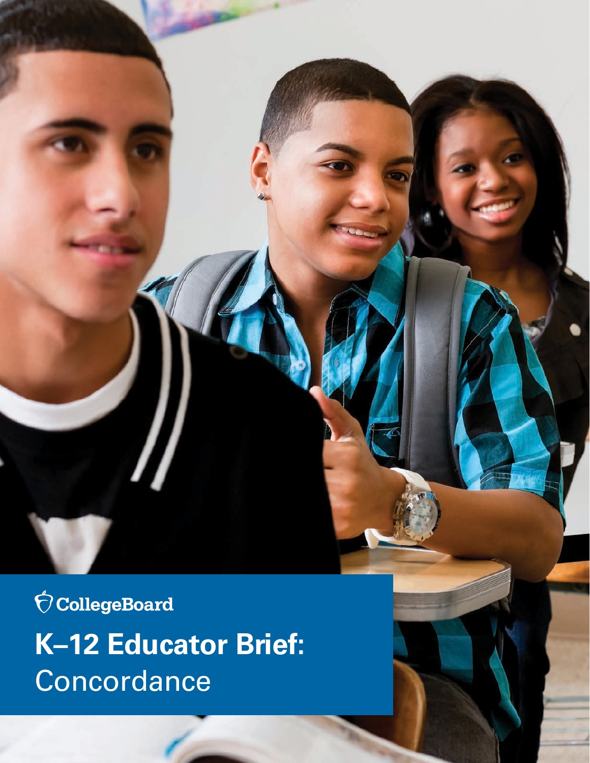CollegeBoard

# K–12 Educator Brief: Concordance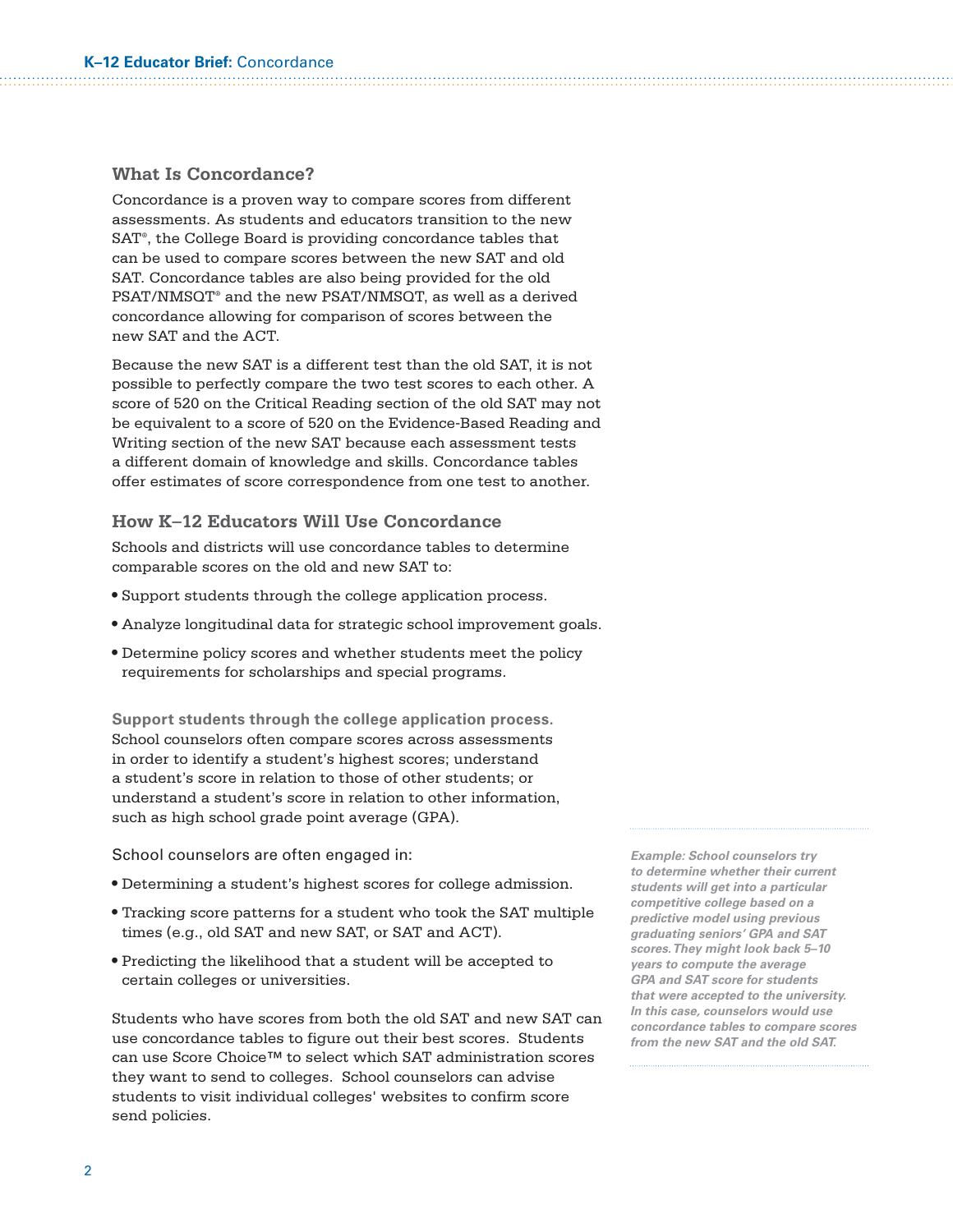## What Is Concordance?

Concordance is a proven way to compare scores from different assessments. As students and educators transition to the new SAT®, the College Board is providing concordance tables that can be used to compare scores between the new SAT and old SAT. Concordance tables are also being provided for the old PSAT/NMSQT® and the new PSAT/NMSQT, as well as a derived concordance allowing for comparison of scores between the new SAT and the ACT.

Because the new SAT is a different test than the old SAT, it is not possible to perfectly compare the two test scores to each other. A score of 520 on the Critical Reading section of the old SAT may not be equivalent to a score of 520 on the Evidence-Based Reading and Writing section of the new SAT because each assessment tests a different domain of knowledge and skills. Concordance tables offer estimates of score correspondence from one test to another.

## How K–12 Educators Will Use Concordance

Schools and districts will use concordance tables to determine comparable scores on the old and new SAT to:

- Support students through the college application process.
- Analyze longitudinal data for strategic school improvement goals.
- Determine policy scores and whether students meet the policy requirements for scholarships and special programs.

**Support students through the college application process.** School counselors often compare scores across assessments in order to identify a student's highest scores; understand a student's score in relation to those of other students; or understand a student's score in relation to other information, such as high school grade point average (GPA).

School counselors are often engaged in:

- Determining a student's highest scores for college admission.
- Tracking score patterns for a student who took the SAT multiple times (e.g., old SAT and new SAT, or SAT and ACT).
- Predicting the likelihood that a student will be accepted to certain colleges or universities.

Students who have scores from both the old SAT and new SAT can use concordance tables to figure out their best scores. Students can use Score Choice™ to select which SAT administration scores they want to send to colleges. School counselors can advise students to visit individual colleges' websites to confirm score send policies.

***Example: School counselors try to determine whether their current students will get into a particular competitive college based on a predictive model using previous graduating seniors' GPA and SAT scores. They might look back 5–10 years to compute the average GPA and SAT score for students that were accepted to the university. In this case, counselors would use concordance tables to compare scores from the new SAT and the old SAT.***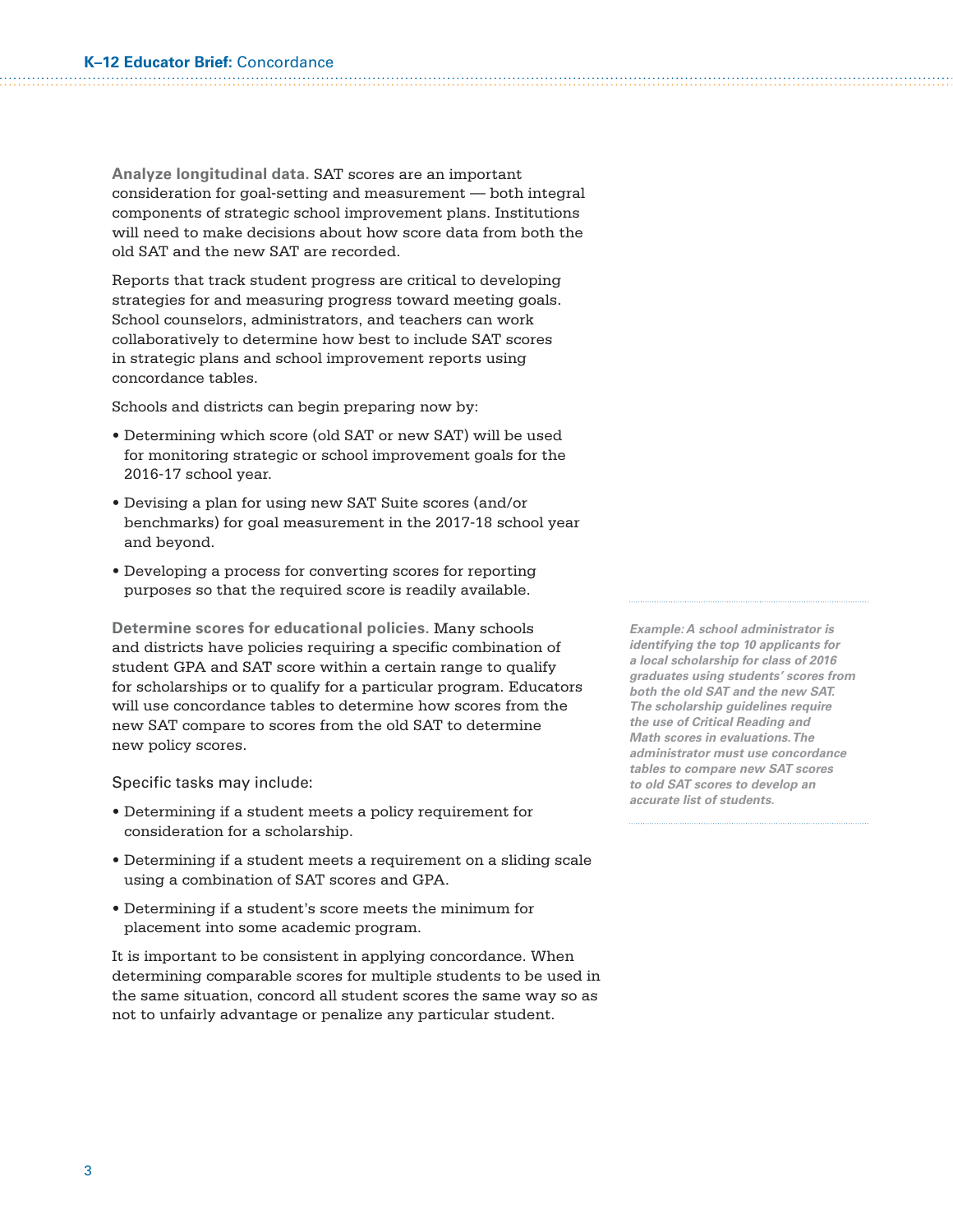**Analyze longitudinal data.** SAT scores are an important consideration for goal-setting and measurement — both integral components of strategic school improvement plans. Institutions will need to make decisions about how score data from both the old SAT and the new SAT are recorded.

Reports that track student progress are critical to developing strategies for and measuring progress toward meeting goals. School counselors, administrators, and teachers can work collaboratively to determine how best to include SAT scores in strategic plans and school improvement reports using concordance tables.

Schools and districts can begin preparing now by:

- Determining which score (old SAT or new SAT) will be used for monitoring strategic or school improvement goals for the 2016-17 school year.
- Devising a plan for using new SAT Suite scores (and/or benchmarks) for goal measurement in the 2017-18 school year and beyond.
- Developing a process for converting scores for reporting purposes so that the required score is readily available.

**Determine scores for educational policies.** Many schools and districts have policies requiring a specific combination of student GPA and SAT score within a certain range to qualify for scholarships or to qualify for a particular program. Educators will use concordance tables to determine how scores from the new SAT compare to scores from the old SAT to determine new policy scores.

Specific tasks may include:

- Determining if a student meets a policy requirement for consideration for a scholarship.
- Determining if a student meets a requirement on a sliding scale using a combination of SAT scores and GPA.
- Determining if a student's score meets the minimum for placement into some academic program.

It is important to be consistent in applying concordance. When determining comparable scores for multiple students to be used in the same situation, concord all student scores the same way so as not to unfairly advantage or penalize any particular student.

***Example: A school administrator is identifying the top 10 applicants for a local scholarship for class of 2016 graduates using students' scores from both the old SAT and the new SAT. The scholarship guidelines require the use of Critical Reading and Math scores in evaluations. The administrator must use concordance tables to compare new SAT scores to old SAT scores to develop an accurate list of students.***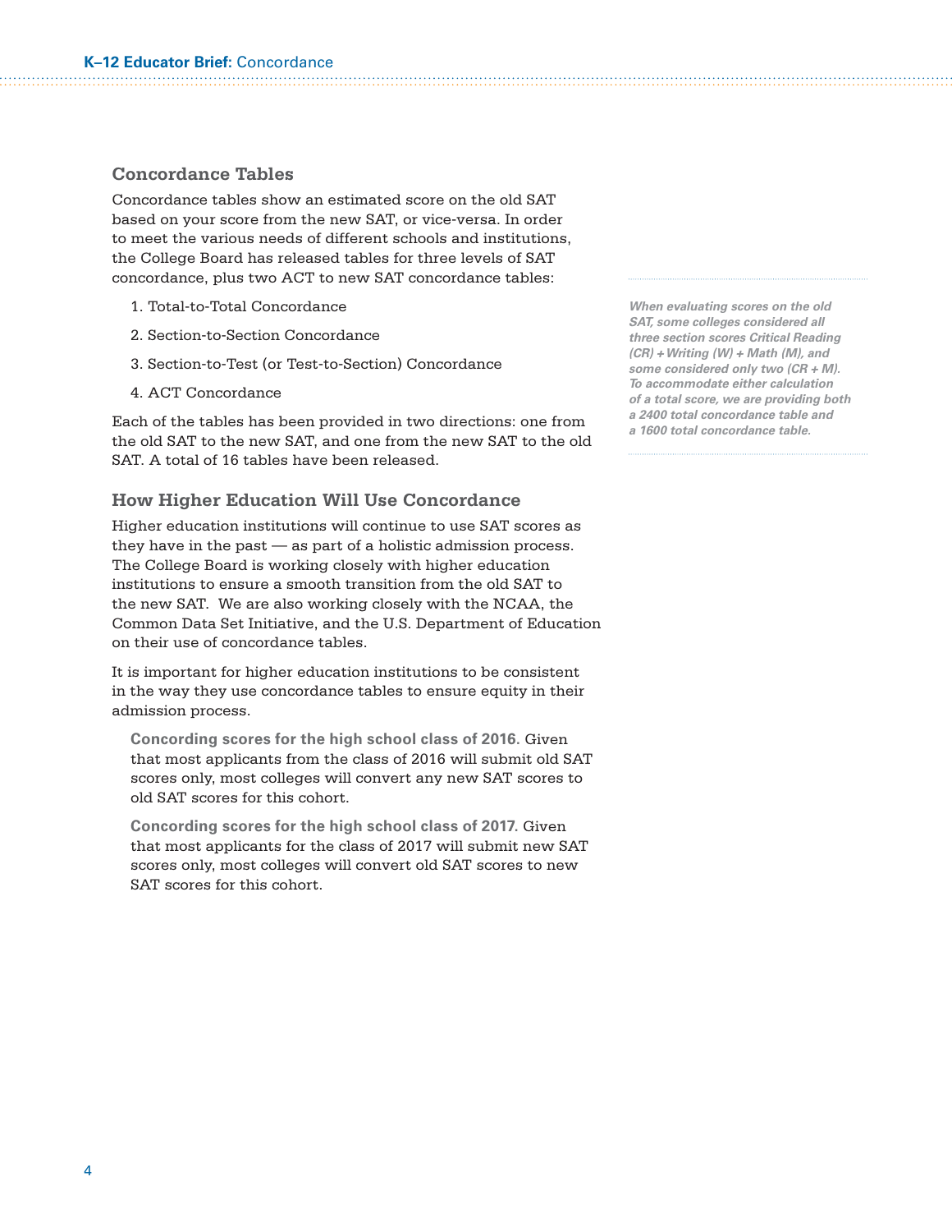## Concordance Tables

Concordance tables show an estimated score on the old SAT based on your score from the new SAT, or vice-versa. In order to meet the various needs of different schools and institutions, the College Board has released tables for three levels of SAT concordance, plus two ACT to new SAT concordance tables:

1. Total-to-Total Concordance
2. Section-to-Section Concordance
3. Section-to-Test (or Test-to-Section) Concordance
4. ACT Concordance

Each of the tables has been provided in two directions: one from the old SAT to the new SAT, and one from the new SAT to the old SAT. A total of 16 tables have been released.

***When evaluating scores on the old SAT, some colleges considered all three section scores Critical Reading (CR) + Writing (W) + Math (M), and some considered only two (CR + M). To accommodate either calculation of a total score, we are providing both a 2400 total concordance table and a 1600 total concordance table.***

## How Higher Education Will Use Concordance

Higher education institutions will continue to use SAT scores as they have in the past — as part of a holistic admission process. The College Board is working closely with higher education institutions to ensure a smooth transition from the old SAT to the new SAT. We are also working closely with the NCAA, the Common Data Set Initiative, and the U.S. Department of Education on their use of concordance tables.

It is important for higher education institutions to be consistent in the way they use concordance tables to ensure equity in their admission process.

**Concording scores for the high school class of 2016.** Given that most applicants from the class of 2016 will submit old SAT scores only, most colleges will convert any new SAT scores to old SAT scores for this cohort.

**Concording scores for the high school class of 2017.** Given that most applicants for the class of 2017 will submit new SAT scores only, most colleges will convert old SAT scores to new SAT scores for this cohort.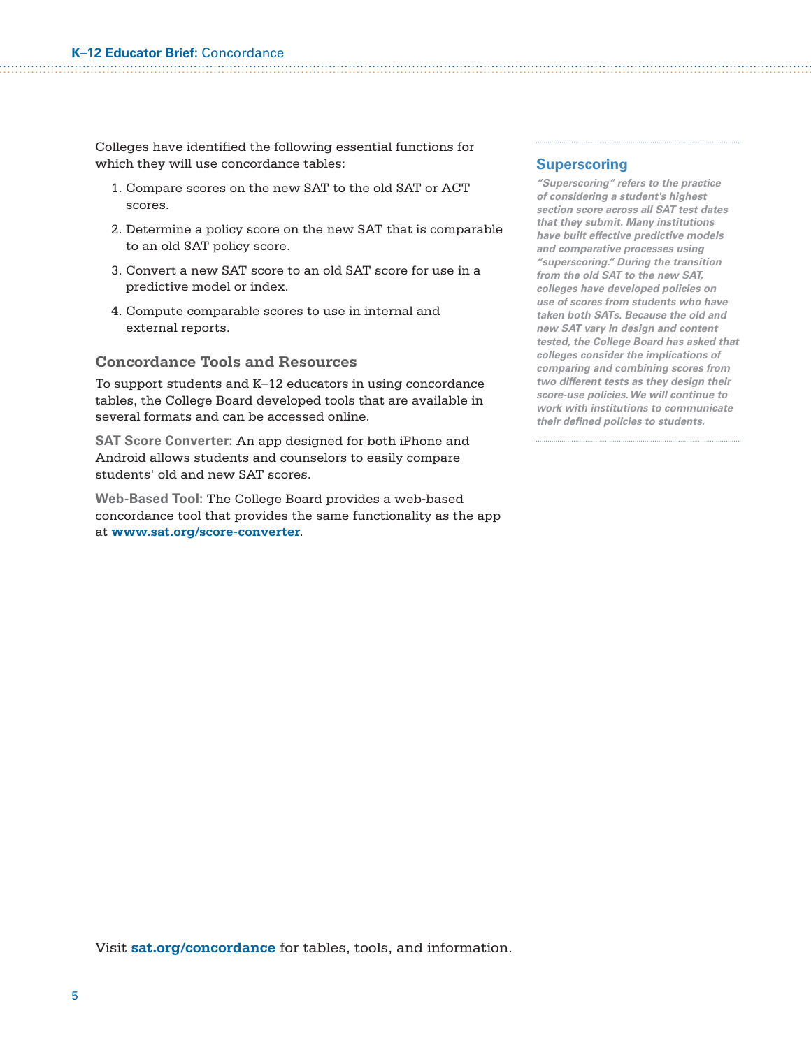Colleges have identified the following essential functions for which they will use concordance tables:

1. Compare scores on the new SAT to the old SAT or ACT scores.
2. Determine a policy score on the new SAT that is comparable to an old SAT policy score.
3. Convert a new SAT score to an old SAT score for use in a predictive model or index.
4. Compute comparable scores to use in internal and external reports.

## Concordance Tools and Resources

To support students and K–12 educators in using concordance tables, the College Board developed tools that are available in several formats and can be accessed online.

**SAT Score Converter:** An app designed for both iPhone and Android allows students and counselors to easily compare students' old and new SAT scores.

**Web-Based Tool:** The College Board provides a web-based concordance tool that provides the same functionality as the app at **www.sat.org/score-converter**.

### Superscoring

***"Superscoring" refers to the practice of considering a student's highest section score across all SAT test dates that they submit. Many institutions have built effective predictive models and comparative processes using "superscoring." During the transition from the old SAT to the new SAT, colleges have developed policies on use of scores from students who have taken both SATs. Because the old and new SAT vary in design and content tested, the College Board has asked that colleges consider the implications of comparing and combining scores from two different tests as they design their score-use policies. We will continue to work with institutions to communicate their defined policies to students.***

Visit **sat.org/concordance** for tables, tools, and information.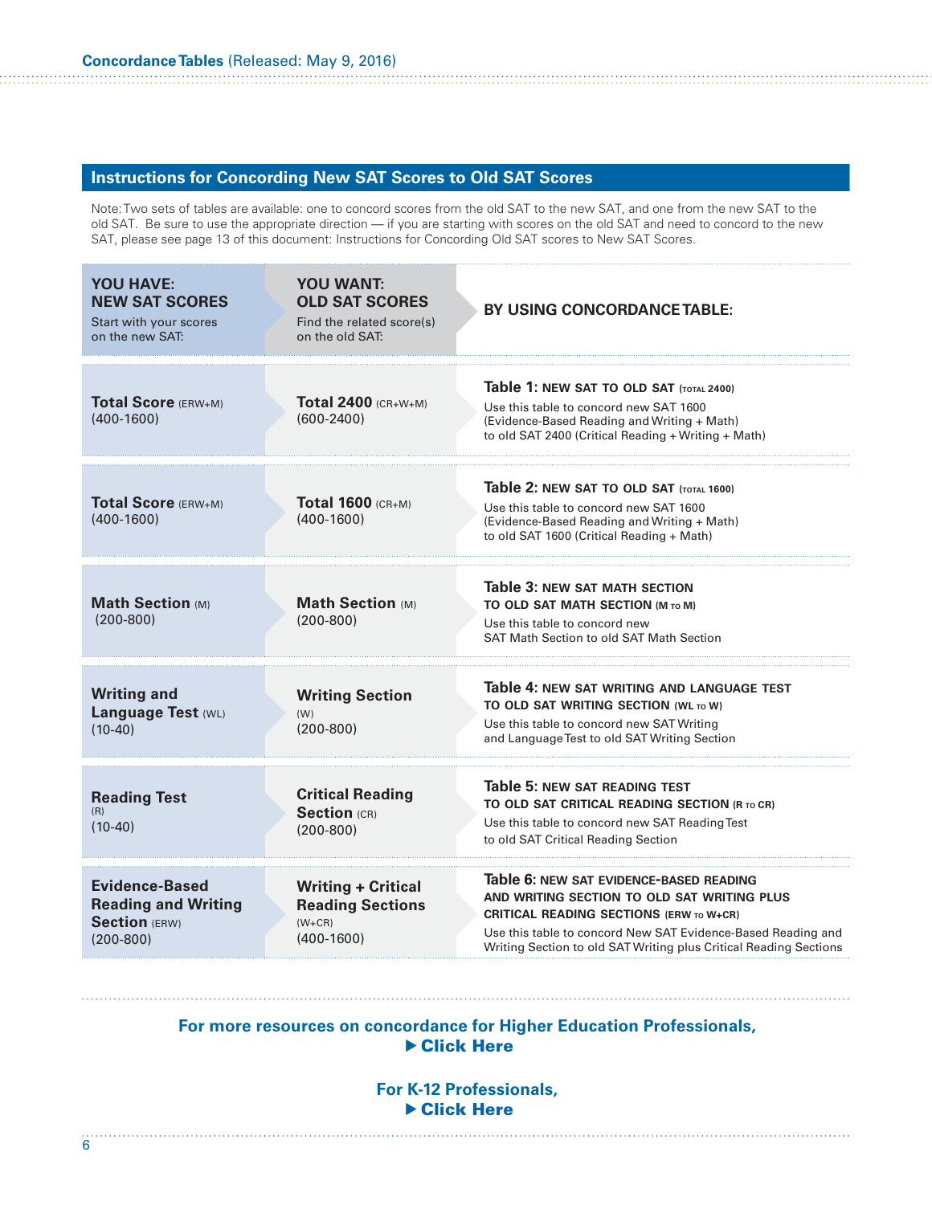**Concordance Tables** (Released: May 9, 2016)

## Instructions for Concording New SAT Scores to Old SAT Scores

Note: Two sets of tables are available: one to concord scores from the old SAT to the new SAT, and one from the new SAT to the old SAT. Be sure to use the appropriate direction — if you are starting with scores on the old SAT and need to concord to the new SAT, please see page 13 of this document: Instructions for Concording Old SAT scores to New SAT Scores.

| YOU HAVE: NEW SAT SCORES<br>Start with your scores on the new SAT: | YOU WANT: OLD SAT SCORES<br>Find the related score(s) on the old SAT: | BY USING CONCORDANCE TABLE: |
|---|---|---|
| **Total Score** (ERW+M) (400-1600) | **Total 2400** (CR+W+M) (600-2400) | **Table 1:** NEW SAT TO OLD SAT (TOTAL 2400)<br>Use this table to concord new SAT 1600 (Evidence-Based Reading and Writing + Math) to old SAT 2400 (Critical Reading + Writing + Math) |
| **Total Score** (ERW+M) (400-1600) | **Total 1600** (CR+M) (400-1600) | **Table 2:** NEW SAT TO OLD SAT (TOTAL 1600)<br>Use this table to concord new SAT 1600 (Evidence-Based Reading and Writing + Math) to old SAT 1600 (Critical Reading + Math) |
| **Math Section** (M) (200-800) | **Math Section** (M) (200-800) | **Table 3:** NEW SAT MATH SECTION TO OLD SAT MATH SECTION (M TO M)<br>Use this table to concord new SAT Math Section to old SAT Math Section |
| **Writing and Language Test** (WL) (10-40) | **Writing Section** (W) (200-800) | **Table 4:** NEW SAT WRITING AND LANGUAGE TEST TO OLD SAT WRITING SECTION (WL TO W)<br>Use this table to concord new SAT Writing and Language Test to old SAT Writing Section |
| **Reading Test** (R) (10-40) | **Critical Reading Section** (CR) (200-800) | **Table 5:** NEW SAT READING TEST TO OLD SAT CRITICAL READING SECTION (R TO CR)<br>Use this table to concord new SAT Reading Test to old SAT Critical Reading Section |
| **Evidence-Based Reading and Writing Section** (ERW) (200-800) | **Writing + Critical Reading Sections** (W+CR) (400-1600) | **Table 6:** NEW SAT EVIDENCE-BASED READING AND WRITING SECTION TO OLD SAT WRITING PLUS CRITICAL READING SECTIONS (ERW TO W+CR)<br>Use this table to concord New SAT Evidence-Based Reading and Writing Section to old SAT Writing plus Critical Reading Sections |

**For more resources on concordance for Higher Education Professionals,**
**▶ Click Here**

**For K-12 Professionals,**
**▶ Click Here**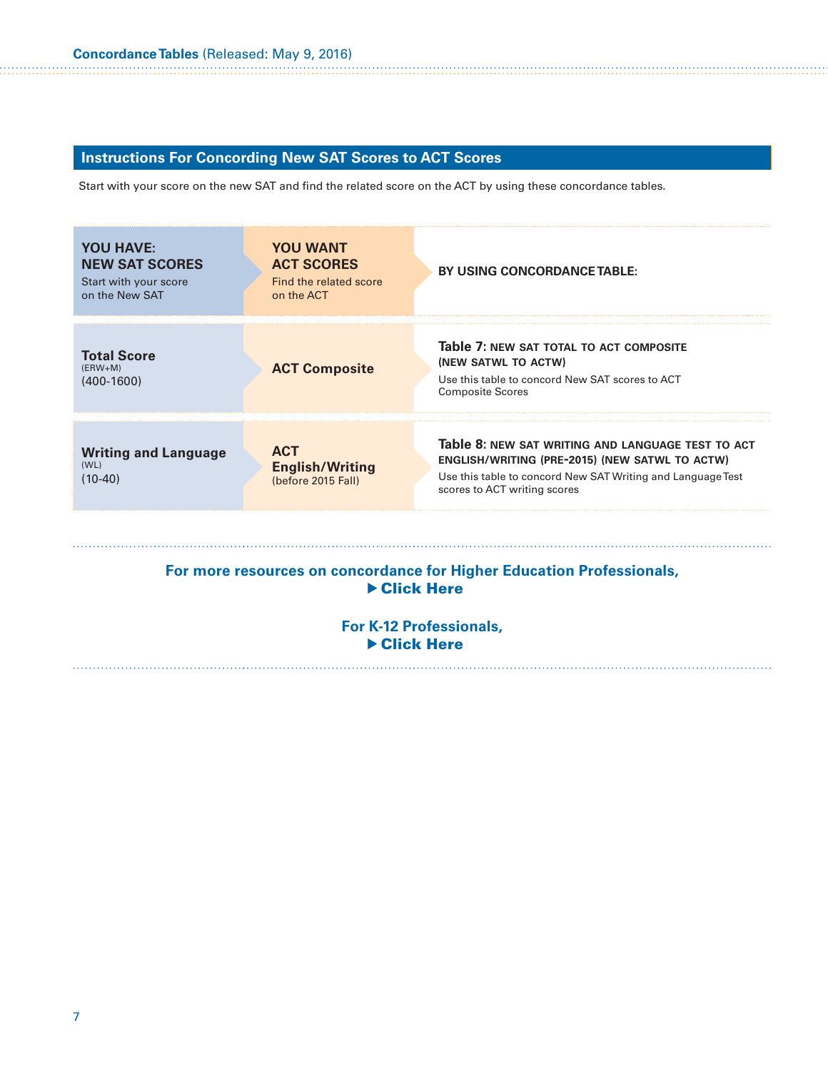## Instructions For Concording New SAT Scores to ACT Scores

Start with your score on the new SAT and find the related score on the ACT by using these concordance tables.

| YOU HAVE: NEW SAT SCORES<br>Start with your score on the New SAT | YOU WANT ACT SCORES<br>Find the related score on the ACT | BY USING CONCORDANCE TABLE: |
|---|---|---|
| **Total Score**<br>(ERW+M)<br>(400-1600) | **ACT Composite** | **Table 7:** NEW SAT TOTAL TO ACT COMPOSITE (NEW SATWL TO ACTW)<br>Use this table to concord New SAT scores to ACT Composite Scores |
| **Writing and Language**<br>(WL)<br>(10-40) | **ACT English/Writing**<br>(before 2015 Fall) | **Table 8:** NEW SAT WRITING AND LANGUAGE TEST TO ACT ENGLISH/WRITING (PRE-2015) (NEW SATWL TO ACTW)<br>Use this table to concord New SAT Writing and Language Test scores to ACT writing scores |

**For more resources on concordance for Higher Education Professionals,**
**▶ Click Here**

**For K-12 Professionals,**
**▶ Click Here**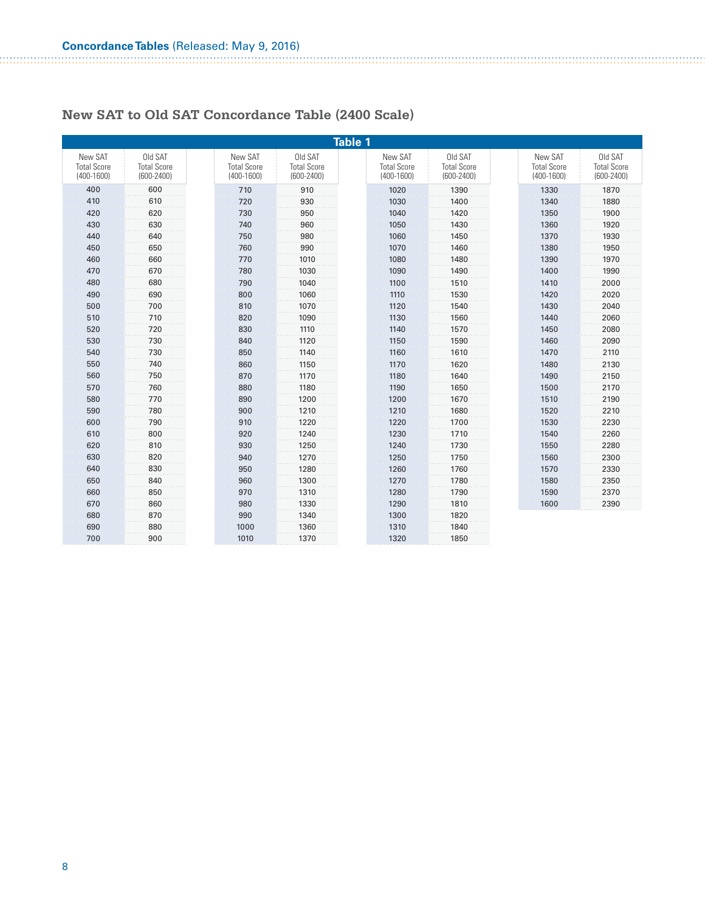## New SAT to Old SAT Concordance Table (2400 Scale)

**Table 1**

| New SAT Total Score (400-1600) | Old SAT Total Score (600-2400) | New SAT Total Score (400-1600) | Old SAT Total Score (600-2400) | New SAT Total Score (400-1600) | Old SAT Total Score (600-2400) | New SAT Total Score (400-1600) | Old SAT Total Score (600-2400) |
|---|---|---|---|---|---|---|---|
| 400 | 600 | 710 | 910 | 1020 | 1390 | 1330 | 1870 |
| 410 | 610 | 720 | 930 | 1030 | 1400 | 1340 | 1880 |
| 420 | 620 | 730 | 950 | 1040 | 1420 | 1350 | 1900 |
| 430 | 630 | 740 | 960 | 1050 | 1430 | 1360 | 1920 |
| 440 | 640 | 750 | 980 | 1060 | 1450 | 1370 | 1930 |
| 450 | 650 | 760 | 990 | 1070 | 1460 | 1380 | 1950 |
| 460 | 660 | 770 | 1010 | 1080 | 1480 | 1390 | 1970 |
| 470 | 670 | 780 | 1030 | 1090 | 1490 | 1400 | 1990 |
| 480 | 680 | 790 | 1040 | 1100 | 1510 | 1410 | 2000 |
| 490 | 690 | 800 | 1060 | 1110 | 1530 | 1420 | 2020 |
| 500 | 700 | 810 | 1070 | 1120 | 1540 | 1430 | 2040 |
| 510 | 710 | 820 | 1090 | 1130 | 1560 | 1440 | 2060 |
| 520 | 720 | 830 | 1110 | 1140 | 1570 | 1450 | 2080 |
| 530 | 730 | 840 | 1120 | 1150 | 1590 | 1460 | 2090 |
| 540 | 730 | 850 | 1140 | 1160 | 1610 | 1470 | 2110 |
| 550 | 740 | 860 | 1150 | 1170 | 1620 | 1480 | 2130 |
| 560 | 750 | 870 | 1170 | 1180 | 1640 | 1490 | 2150 |
| 570 | 760 | 880 | 1180 | 1190 | 1650 | 1500 | 2170 |
| 580 | 770 | 890 | 1200 | 1200 | 1670 | 1510 | 2190 |
| 590 | 780 | 900 | 1210 | 1210 | 1680 | 1520 | 2210 |
| 600 | 790 | 910 | 1220 | 1220 | 1700 | 1530 | 2230 |
| 610 | 800 | 920 | 1240 | 1230 | 1710 | 1540 | 2260 |
| 620 | 810 | 930 | 1250 | 1240 | 1730 | 1550 | 2280 |
| 630 | 820 | 940 | 1270 | 1250 | 1750 | 1560 | 2300 |
| 640 | 830 | 950 | 1280 | 1260 | 1760 | 1570 | 2330 |
| 650 | 840 | 960 | 1300 | 1270 | 1780 | 1580 | 2350 |
| 660 | 850 | 970 | 1310 | 1280 | 1790 | 1590 | 2370 |
| 670 | 860 | 980 | 1330 | 1290 | 1810 | 1600 | 2390 |
| 680 | 870 | 990 | 1340 | 1300 | 1820 | | |
| 690 | 880 | 1000 | 1360 | 1310 | 1840 | | |
| 700 | 900 | 1010 | 1370 | 1320 | 1850 | | |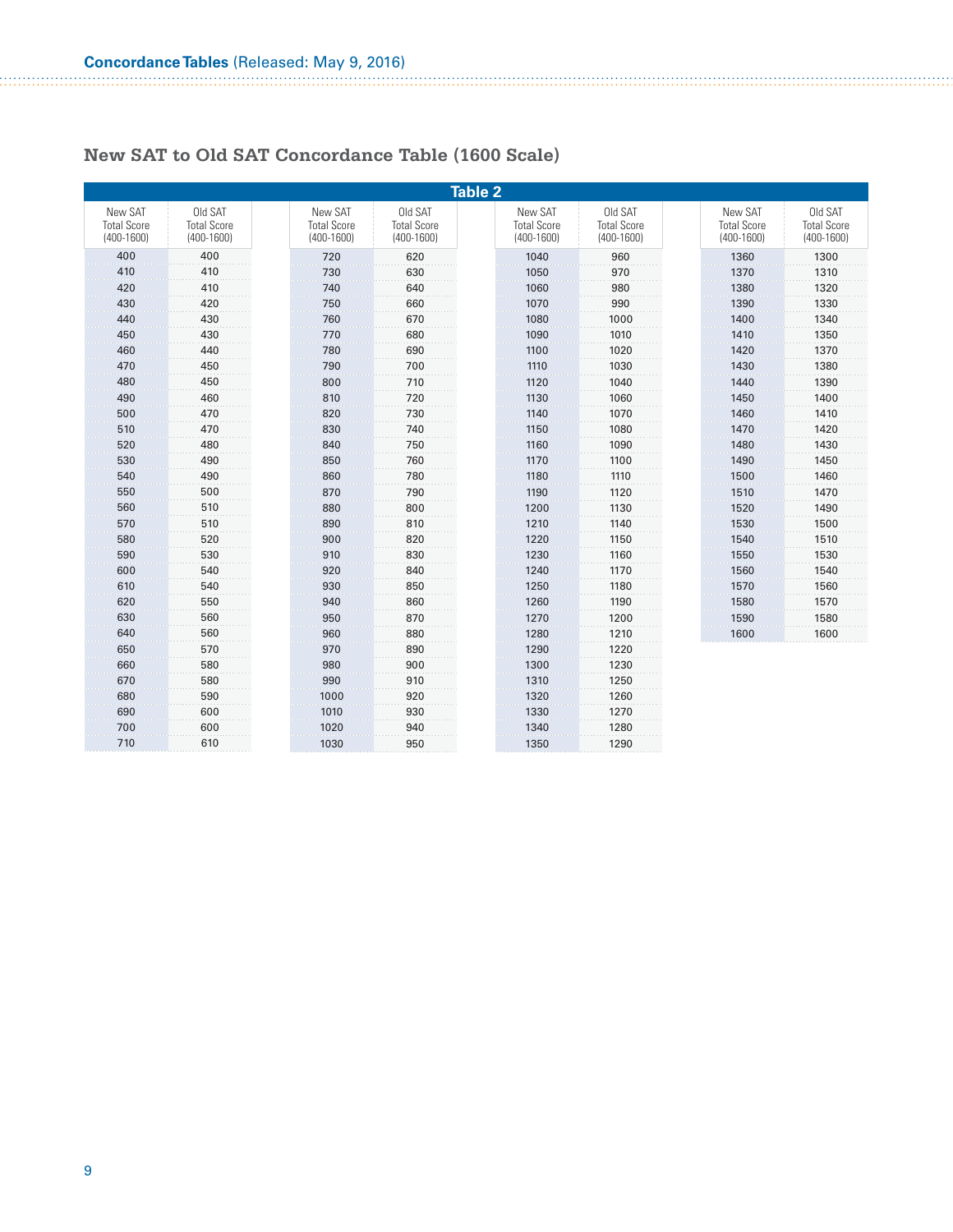## New SAT to Old SAT Concordance Table (1600 Scale)

**Table 2**

| New SAT Total Score (400-1600) | Old SAT Total Score (400-1600) | New SAT Total Score (400-1600) | Old SAT Total Score (400-1600) | New SAT Total Score (400-1600) | Old SAT Total Score (400-1600) | New SAT Total Score (400-1600) | Old SAT Total Score (400-1600) |
|---|---|---|---|---|---|---|---|
| 400 | 400 | 720 | 620 | 1040 | 960 | 1360 | 1300 |
| 410 | 410 | 730 | 630 | 1050 | 970 | 1370 | 1310 |
| 420 | 410 | 740 | 640 | 1060 | 980 | 1380 | 1320 |
| 430 | 420 | 750 | 660 | 1070 | 990 | 1390 | 1330 |
| 440 | 430 | 760 | 670 | 1080 | 1000 | 1400 | 1340 |
| 450 | 430 | 770 | 680 | 1090 | 1010 | 1410 | 1350 |
| 460 | 440 | 780 | 690 | 1100 | 1020 | 1420 | 1370 |
| 470 | 450 | 790 | 700 | 1110 | 1030 | 1430 | 1380 |
| 480 | 450 | 800 | 710 | 1120 | 1040 | 1440 | 1390 |
| 490 | 460 | 810 | 720 | 1130 | 1060 | 1450 | 1400 |
| 500 | 470 | 820 | 730 | 1140 | 1070 | 1460 | 1410 |
| 510 | 470 | 830 | 740 | 1150 | 1080 | 1470 | 1420 |
| 520 | 480 | 840 | 750 | 1160 | 1090 | 1480 | 1430 |
| 530 | 490 | 850 | 760 | 1170 | 1100 | 1490 | 1450 |
| 540 | 490 | 860 | 780 | 1180 | 1110 | 1500 | 1460 |
| 550 | 500 | 870 | 790 | 1190 | 1120 | 1510 | 1470 |
| 560 | 510 | 880 | 800 | 1200 | 1130 | 1520 | 1490 |
| 570 | 510 | 890 | 810 | 1210 | 1140 | 1530 | 1500 |
| 580 | 520 | 900 | 820 | 1220 | 1150 | 1540 | 1510 |
| 590 | 530 | 910 | 830 | 1230 | 1160 | 1550 | 1530 |
| 600 | 540 | 920 | 840 | 1240 | 1170 | 1560 | 1540 |
| 610 | 540 | 930 | 850 | 1250 | 1180 | 1570 | 1560 |
| 620 | 550 | 940 | 860 | 1260 | 1190 | 1580 | 1570 |
| 630 | 560 | 950 | 870 | 1270 | 1200 | 1590 | 1580 |
| 640 | 560 | 960 | 880 | 1280 | 1210 | 1600 | 1600 |
| 650 | 570 | 970 | 890 | 1290 | 1220 | | |
| 660 | 580 | 980 | 900 | 1300 | 1230 | | |
| 670 | 580 | 990 | 910 | 1310 | 1250 | | |
| 680 | 590 | 1000 | 920 | 1320 | 1260 | | |
| 690 | 600 | 1010 | 930 | 1330 | 1270 | | |
| 700 | 600 | 1020 | 940 | 1340 | 1280 | | |
| 710 | 610 | 1030 | 950 | 1350 | 1290 | | |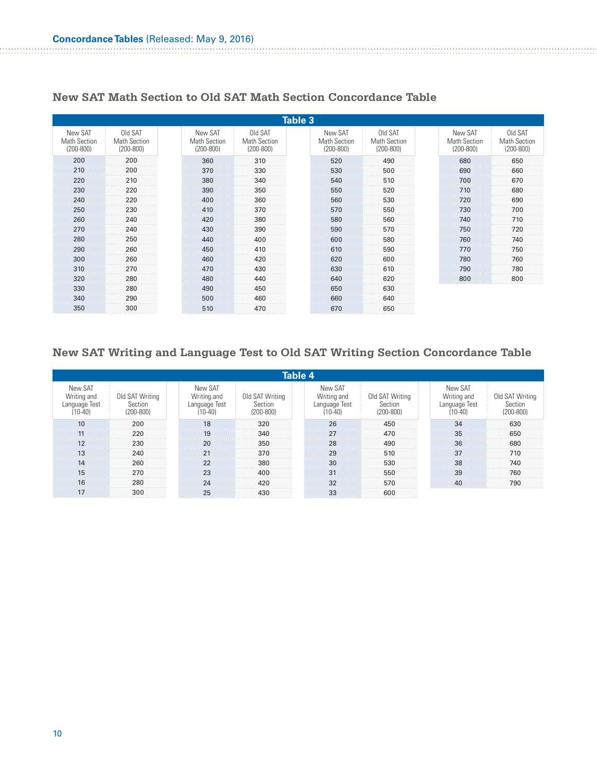Concordance Tables (Released: May 9, 2016)

## New SAT Math Section to Old SAT Math Section Concordance Table

**Table 3**

| New SAT Math Section (200-800) | Old SAT Math Section (200-800) | New SAT Math Section (200-800) | Old SAT Math Section (200-800) | New SAT Math Section (200-800) | Old SAT Math Section (200-800) | New SAT Math Section (200-800) | Old SAT Math Section (200-800) |
|---|---|---|---|---|---|---|---|
| 200 | 200 | 360 | 310 | 520 | 490 | 680 | 650 |
| 210 | 200 | 370 | 330 | 530 | 500 | 690 | 660 |
| 220 | 210 | 380 | 340 | 540 | 510 | 700 | 670 |
| 230 | 220 | 390 | 350 | 550 | 520 | 710 | 680 |
| 240 | 220 | 400 | 360 | 560 | 530 | 720 | 690 |
| 250 | 230 | 410 | 370 | 570 | 550 | 730 | 700 |
| 260 | 240 | 420 | 380 | 580 | 560 | 740 | 710 |
| 270 | 240 | 430 | 390 | 590 | 570 | 750 | 720 |
| 280 | 250 | 440 | 400 | 600 | 580 | 760 | 740 |
| 290 | 260 | 450 | 410 | 610 | 590 | 770 | 750 |
| 300 | 260 | 460 | 420 | 620 | 600 | 780 | 760 |
| 310 | 270 | 470 | 430 | 630 | 610 | 790 | 780 |
| 320 | 280 | 480 | 440 | 640 | 620 | 800 | 800 |
| 330 | 280 | 490 | 450 | 650 | 630 | | |
| 340 | 290 | 500 | 460 | 660 | 640 | | |
| 350 | 300 | 510 | 470 | 670 | 650 | | |

## New SAT Writing and Language Test to Old SAT Writing Section Concordance Table

**Table 4**

| New SAT Writing and Language Test (10-40) | Old SAT Writing Section (200-800) | New SAT Writing and Language Test (10-40) | Old SAT Writing Section (200-800) | New SAT Writing and Language Test (10-40) | Old SAT Writing Section (200-800) | New SAT Writing and Language Test (10-40) | Old SAT Writing Section (200-800) |
|---|---|---|---|---|---|---|---|
| 10 | 200 | 18 | 320 | 26 | 450 | 34 | 630 |
| 11 | 220 | 19 | 340 | 27 | 470 | 35 | 650 |
| 12 | 230 | 20 | 350 | 28 | 490 | 36 | 680 |
| 13 | 240 | 21 | 370 | 29 | 510 | 37 | 710 |
| 14 | 260 | 22 | 380 | 30 | 530 | 38 | 740 |
| 15 | 270 | 23 | 400 | 31 | 550 | 39 | 760 |
| 16 | 280 | 24 | 420 | 32 | 570 | 40 | 790 |
| 17 | 300 | 25 | 430 | 33 | 600 | | |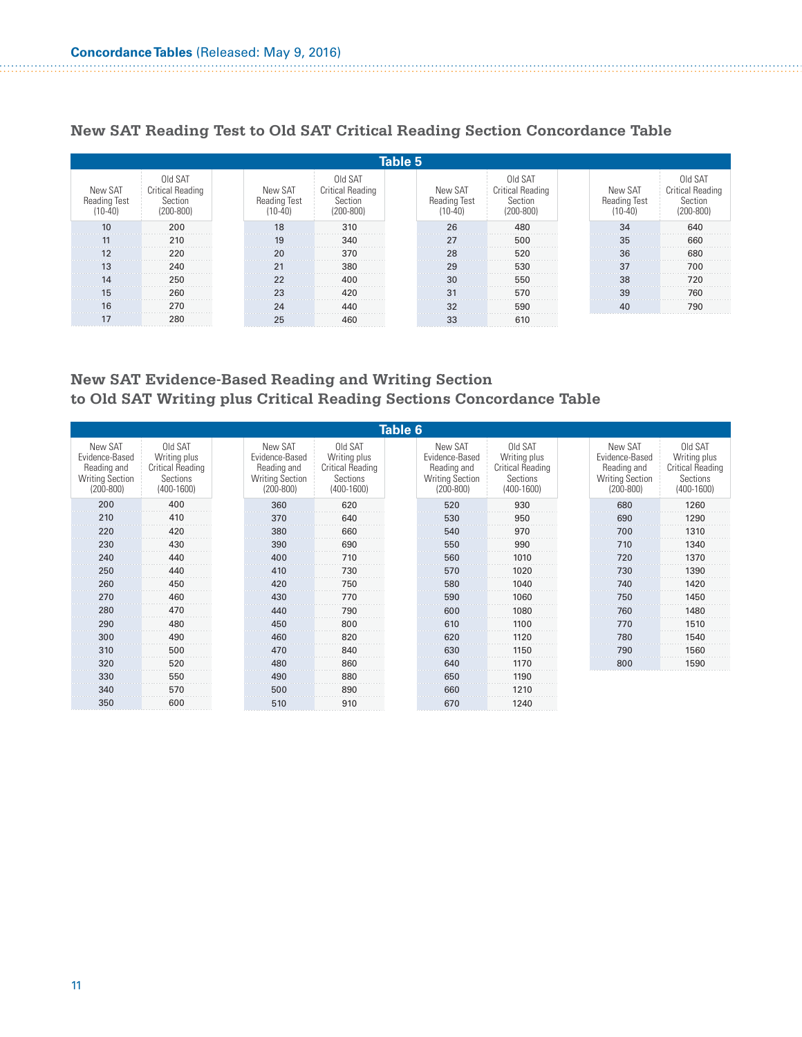## New SAT Reading Test to Old SAT Critical Reading Section Concordance Table

**Table 5**

| New SAT Reading Test (10-40) | Old SAT Critical Reading Section (200-800) | New SAT Reading Test (10-40) | Old SAT Critical Reading Section (200-800) | New SAT Reading Test (10-40) | Old SAT Critical Reading Section (200-800) | New SAT Reading Test (10-40) | Old SAT Critical Reading Section (200-800) |
|---|---|---|---|---|---|---|---|
| 10 | 200 | 18 | 310 | 26 | 480 | 34 | 640 |
| 11 | 210 | 19 | 340 | 27 | 500 | 35 | 660 |
| 12 | 220 | 20 | 370 | 28 | 520 | 36 | 680 |
| 13 | 240 | 21 | 380 | 29 | 530 | 37 | 700 |
| 14 | 250 | 22 | 400 | 30 | 550 | 38 | 720 |
| 15 | 260 | 23 | 420 | 31 | 570 | 39 | 760 |
| 16 | 270 | 24 | 440 | 32 | 590 | 40 | 790 |
| 17 | 280 | 25 | 460 | 33 | 610 | | |

## New SAT Evidence-Based Reading and Writing Section to Old SAT Writing plus Critical Reading Sections Concordance Table

**Table 6**

| New SAT Evidence-Based Reading and Writing Section (200-800) | Old SAT Writing plus Critical Reading Sections (400-1600) | New SAT Evidence-Based Reading and Writing Section (200-800) | Old SAT Writing plus Critical Reading Sections (400-1600) | New SAT Evidence-Based Reading and Writing Section (200-800) | Old SAT Writing plus Critical Reading Sections (400-1600) | New SAT Evidence-Based Reading and Writing Section (200-800) | Old SAT Writing plus Critical Reading Sections (400-1600) |
|---|---|---|---|---|---|---|---|
| 200 | 400 | 360 | 620 | 520 | 930 | 680 | 1260 |
| 210 | 410 | 370 | 640 | 530 | 950 | 690 | 1290 |
| 220 | 420 | 380 | 660 | 540 | 970 | 700 | 1310 |
| 230 | 430 | 390 | 690 | 550 | 990 | 710 | 1340 |
| 240 | 440 | 400 | 710 | 560 | 1010 | 720 | 1370 |
| 250 | 440 | 410 | 730 | 570 | 1020 | 730 | 1390 |
| 260 | 450 | 420 | 750 | 580 | 1040 | 740 | 1420 |
| 270 | 460 | 430 | 770 | 590 | 1060 | 750 | 1450 |
| 280 | 470 | 440 | 790 | 600 | 1080 | 760 | 1480 |
| 290 | 480 | 450 | 800 | 610 | 1100 | 770 | 1510 |
| 300 | 490 | 460 | 820 | 620 | 1120 | 780 | 1540 |
| 310 | 500 | 470 | 840 | 630 | 1150 | 790 | 1560 |
| 320 | 520 | 480 | 860 | 640 | 1170 | 800 | 1590 |
| 330 | 550 | 490 | 880 | 650 | 1190 | | |
| 340 | 570 | 500 | 890 | 660 | 1210 | | |
| 350 | 600 | 510 | 910 | 670 | 1240 | | |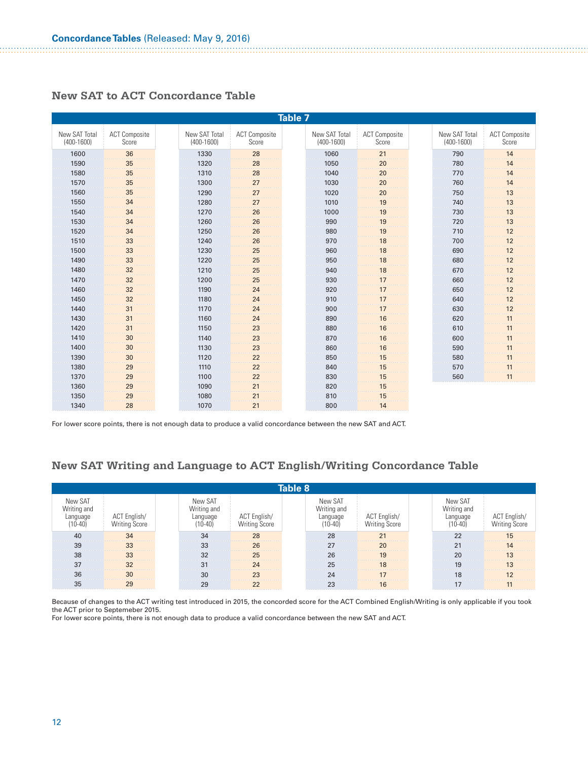## New SAT to ACT Concordance Table

**Table 7**

| New SAT Total (400-1600) | ACT Composite Score | New SAT Total (400-1600) | ACT Composite Score | New SAT Total (400-1600) | ACT Composite Score | New SAT Total (400-1600) | ACT Composite Score |
|---|---|---|---|---|---|---|---|
| 1600 | 36 | 1330 | 28 | 1060 | 21 | 790 | 14 |
| 1590 | 35 | 1320 | 28 | 1050 | 20 | 780 | 14 |
| 1580 | 35 | 1310 | 28 | 1040 | 20 | 770 | 14 |
| 1570 | 35 | 1300 | 27 | 1030 | 20 | 760 | 14 |
| 1560 | 35 | 1290 | 27 | 1020 | 20 | 750 | 13 |
| 1550 | 34 | 1280 | 27 | 1010 | 19 | 740 | 13 |
| 1540 | 34 | 1270 | 26 | 1000 | 19 | 730 | 13 |
| 1530 | 34 | 1260 | 26 | 990 | 19 | 720 | 13 |
| 1520 | 34 | 1250 | 26 | 980 | 19 | 710 | 12 |
| 1510 | 33 | 1240 | 26 | 970 | 18 | 700 | 12 |
| 1500 | 33 | 1230 | 25 | 960 | 18 | 690 | 12 |
| 1490 | 33 | 1220 | 25 | 950 | 18 | 680 | 12 |
| 1480 | 32 | 1210 | 25 | 940 | 18 | 670 | 12 |
| 1470 | 32 | 1200 | 25 | 930 | 17 | 660 | 12 |
| 1460 | 32 | 1190 | 24 | 920 | 17 | 650 | 12 |
| 1450 | 32 | 1180 | 24 | 910 | 17 | 640 | 12 |
| 1440 | 31 | 1170 | 24 | 900 | 17 | 630 | 12 |
| 1430 | 31 | 1160 | 24 | 890 | 16 | 620 | 11 |
| 1420 | 31 | 1150 | 23 | 880 | 16 | 610 | 11 |
| 1410 | 30 | 1140 | 23 | 870 | 16 | 600 | 11 |
| 1400 | 30 | 1130 | 23 | 860 | 16 | 590 | 11 |
| 1390 | 30 | 1120 | 22 | 850 | 15 | 580 | 11 |
| 1380 | 29 | 1110 | 22 | 840 | 15 | 570 | 11 |
| 1370 | 29 | 1100 | 22 | 830 | 15 | 560 | 11 |
| 1360 | 29 | 1090 | 21 | 820 | 15 | | |
| 1350 | 29 | 1080 | 21 | 810 | 15 | | |
| 1340 | 28 | 1070 | 21 | 800 | 14 | | |

For lower score points, there is not enough data to produce a valid concordance between the new SAT and ACT.

## New SAT Writing and Language to ACT English/Writing Concordance Table

**Table 8**

| New SAT Writing and Language (10-40) | ACT English/ Writing Score | New SAT Writing and Language (10-40) | ACT English/ Writing Score | New SAT Writing and Language (10-40) | ACT English/ Writing Score | New SAT Writing and Language (10-40) | ACT English/ Writing Score |
|---|---|---|---|---|---|---|---|
| 40 | 34 | 34 | 28 | 28 | 21 | 22 | 15 |
| 39 | 33 | 33 | 26 | 27 | 20 | 21 | 14 |
| 38 | 33 | 32 | 25 | 26 | 19 | 20 | 13 |
| 37 | 32 | 31 | 24 | 25 | 18 | 19 | 13 |
| 36 | 30 | 30 | 23 | 24 | 17 | 18 | 12 |
| 35 | 29 | 29 | 22 | 23 | 16 | 17 | 11 |

Because of changes to the ACT writing test introduced in 2015, the concorded score for the ACT Combined English/Writing is only applicable if you took the ACT prior to Septemeber 2015.
For lower score points, there is not enough data to produce a valid concordance between the new SAT and ACT.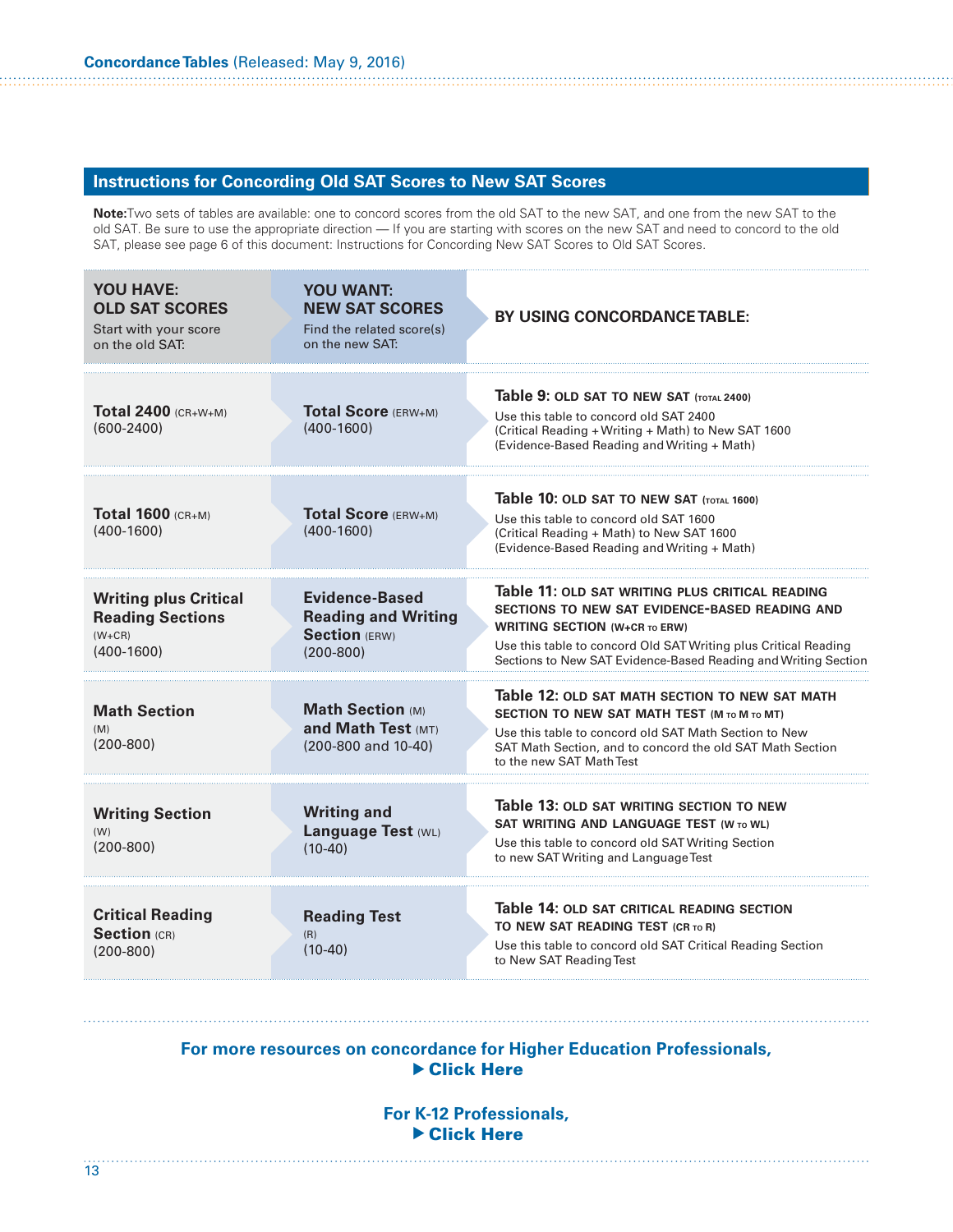## Instructions for Concording Old SAT Scores to New SAT Scores

**Note:** Two sets of tables are available: one to concord scores from the old SAT to the new SAT, and one from the new SAT to the old SAT. Be sure to use the appropriate direction — If you are starting with scores on the new SAT and need to concord to the old SAT, please see page 6 of this document: Instructions for Concording New SAT Scores to Old SAT Scores.

| YOU HAVE: OLD SAT SCORES Start with your score on the old SAT: | YOU WANT: NEW SAT SCORES Find the related score(s) on the new SAT: | BY USING CONCORDANCE TABLE: |
|---|---|---|
| **Total 2400** (CR+W+M) (600-2400) | **Total Score** (ERW+M) (400-1600) | **Table 9: OLD SAT TO NEW SAT (TOTAL 2400)** Use this table to concord old SAT 2400 (Critical Reading + Writing + Math) to New SAT 1600 (Evidence-Based Reading and Writing + Math) |
| **Total 1600** (CR+M) (400-1600) | **Total Score** (ERW+M) (400-1600) | **Table 10: OLD SAT TO NEW SAT (TOTAL 1600)** Use this table to concord old SAT 1600 (Critical Reading + Math) to New SAT 1600 (Evidence-Based Reading and Writing + Math) |
| **Writing plus Critical Reading Sections** (W+CR) (400-1600) | **Evidence-Based Reading and Writing Section** (ERW) (200-800) | **Table 11: OLD SAT WRITING PLUS CRITICAL READING SECTIONS TO NEW SAT EVIDENCE-BASED READING AND WRITING SECTION (W+CR TO ERW)** Use this table to concord Old SAT Writing plus Critical Reading Sections to New SAT Evidence-Based Reading and Writing Section |
| **Math Section** (M) (200-800) | **Math Section** (M) **and Math Test** (MT) (200-800 and 10-40) | **Table 12: OLD SAT MATH SECTION TO NEW SAT MATH SECTION TO NEW SAT MATH TEST (M TO M TO MT)** Use this table to concord old SAT Math Section to New SAT Math Section, and to concord the old SAT Math Section to the new SAT Math Test |
| **Writing Section** (W) (200-800) | **Writing and Language Test** (WL) (10-40) | **Table 13: OLD SAT WRITING SECTION TO NEW SAT WRITING AND LANGUAGE TEST (W TO WL)** Use this table to concord old SAT Writing Section to new SAT Writing and Language Test |
| **Critical Reading Section** (CR) (200-800) | **Reading Test** (R) (10-40) | **Table 14: OLD SAT CRITICAL READING SECTION TO NEW SAT READING TEST (CR TO R)** Use this table to concord old SAT Critical Reading Section to New SAT Reading Test |

**For more resources on concordance for Higher Education Professionals,**
**▶ Click Here**

**For K-12 Professionals,**
**▶ Click Here**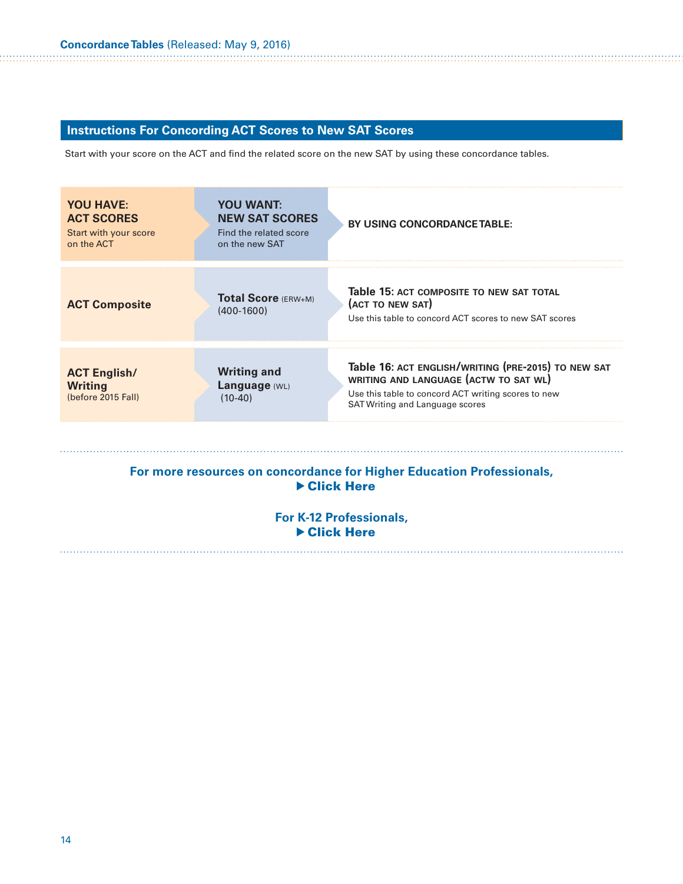## Instructions For Concording ACT Scores to New SAT Scores

Start with your score on the ACT and find the related score on the new SAT by using these concordance tables.

| **YOU HAVE: ACT SCORES** Start with your score on the ACT | **YOU WANT: NEW SAT SCORES** Find the related score on the new SAT | **BY USING CONCORDANCE TABLE:** |
|---|---|---|
| **ACT Composite** | **Total Score** (ERW+M) (400-1600) | **Table 15:** ACT COMPOSITE TO NEW SAT TOTAL (ACT TO NEW SAT) Use this table to concord ACT scores to new SAT scores |
| **ACT English/ Writing** (before 2015 Fall) | **Writing and Language** (WL) (10-40) | **Table 16:** ACT ENGLISH/WRITING (PRE-2015) TO NEW SAT WRITING AND LANGUAGE (ACTW TO SAT WL) Use this table to concord ACT writing scores to new SAT Writing and Language scores |

**For more resources on concordance for Higher Education Professionals,**
**▶ Click Here**

**For K-12 Professionals,**
**▶ Click Here**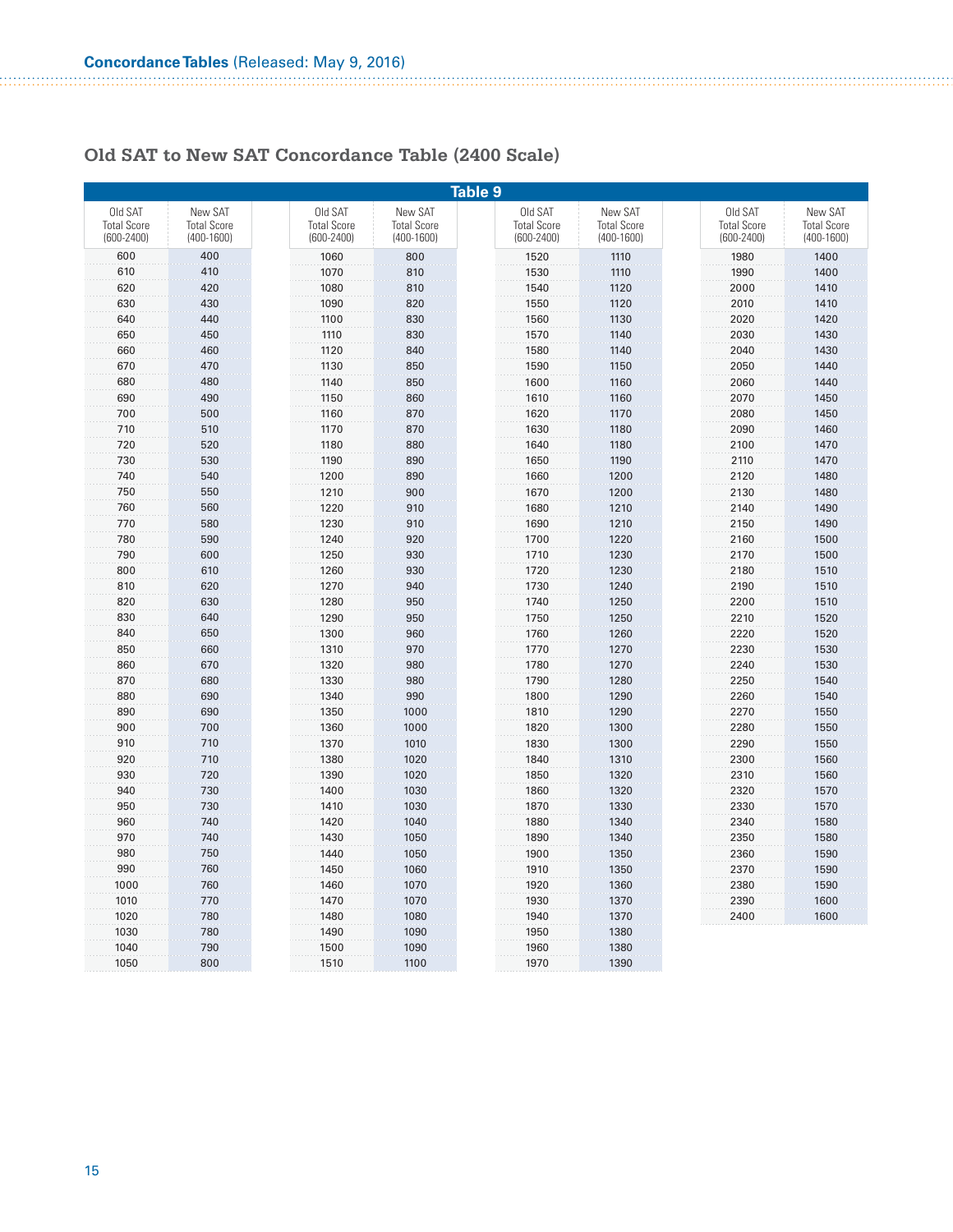## Old SAT to New SAT Concordance Table (2400 Scale)

**Table 9**

| Old SAT Total Score (600-2400) | New SAT Total Score (400-1600) | Old SAT Total Score (600-2400) | New SAT Total Score (400-1600) | Old SAT Total Score (600-2400) | New SAT Total Score (400-1600) | Old SAT Total Score (600-2400) | New SAT Total Score (400-1600) |
|---|---|---|---|---|---|---|---|
| 600 | 400 | 1060 | 800 | 1520 | 1110 | 1980 | 1400 |
| 610 | 410 | 1070 | 810 | 1530 | 1110 | 1990 | 1400 |
| 620 | 420 | 1080 | 810 | 1540 | 1120 | 2000 | 1410 |
| 630 | 430 | 1090 | 820 | 1550 | 1120 | 2010 | 1410 |
| 640 | 440 | 1100 | 830 | 1560 | 1130 | 2020 | 1420 |
| 650 | 450 | 1110 | 830 | 1570 | 1140 | 2030 | 1430 |
| 660 | 460 | 1120 | 840 | 1580 | 1140 | 2040 | 1430 |
| 670 | 470 | 1130 | 850 | 1590 | 1150 | 2050 | 1440 |
| 680 | 480 | 1140 | 850 | 1600 | 1160 | 2060 | 1440 |
| 690 | 490 | 1150 | 860 | 1610 | 1160 | 2070 | 1450 |
| 700 | 500 | 1160 | 870 | 1620 | 1170 | 2080 | 1450 |
| 710 | 510 | 1170 | 870 | 1630 | 1180 | 2090 | 1460 |
| 720 | 520 | 1180 | 880 | 1640 | 1180 | 2100 | 1470 |
| 730 | 530 | 1190 | 890 | 1650 | 1190 | 2110 | 1470 |
| 740 | 540 | 1200 | 890 | 1660 | 1200 | 2120 | 1480 |
| 750 | 550 | 1210 | 900 | 1670 | 1200 | 2130 | 1480 |
| 760 | 560 | 1220 | 910 | 1680 | 1210 | 2140 | 1490 |
| 770 | 580 | 1230 | 910 | 1690 | 1210 | 2150 | 1490 |
| 780 | 590 | 1240 | 920 | 1700 | 1220 | 2160 | 1500 |
| 790 | 600 | 1250 | 930 | 1710 | 1230 | 2170 | 1500 |
| 800 | 610 | 1260 | 930 | 1720 | 1230 | 2180 | 1510 |
| 810 | 620 | 1270 | 940 | 1730 | 1240 | 2190 | 1510 |
| 820 | 630 | 1280 | 950 | 1740 | 1250 | 2200 | 1510 |
| 830 | 640 | 1290 | 950 | 1750 | 1250 | 2210 | 1520 |
| 840 | 650 | 1300 | 960 | 1760 | 1260 | 2220 | 1520 |
| 850 | 660 | 1310 | 970 | 1770 | 1270 | 2230 | 1530 |
| 860 | 670 | 1320 | 980 | 1780 | 1270 | 2240 | 1530 |
| 870 | 680 | 1330 | 980 | 1790 | 1280 | 2250 | 1540 |
| 880 | 690 | 1340 | 990 | 1800 | 1290 | 2260 | 1540 |
| 890 | 690 | 1350 | 1000 | 1810 | 1290 | 2270 | 1550 |
| 900 | 700 | 1360 | 1000 | 1820 | 1300 | 2280 | 1550 |
| 910 | 710 | 1370 | 1010 | 1830 | 1300 | 2290 | 1550 |
| 920 | 710 | 1380 | 1020 | 1840 | 1310 | 2300 | 1560 |
| 930 | 720 | 1390 | 1020 | 1850 | 1320 | 2310 | 1560 |
| 940 | 730 | 1400 | 1030 | 1860 | 1320 | 2320 | 1570 |
| 950 | 730 | 1410 | 1030 | 1870 | 1330 | 2330 | 1570 |
| 960 | 740 | 1420 | 1040 | 1880 | 1340 | 2340 | 1580 |
| 970 | 740 | 1430 | 1050 | 1890 | 1340 | 2350 | 1580 |
| 980 | 750 | 1440 | 1050 | 1900 | 1350 | 2360 | 1590 |
| 990 | 760 | 1450 | 1060 | 1910 | 1350 | 2370 | 1590 |
| 1000 | 760 | 1460 | 1070 | 1920 | 1360 | 2380 | 1590 |
| 1010 | 770 | 1470 | 1070 | 1930 | 1370 | 2390 | 1600 |
| 1020 | 780 | 1480 | 1080 | 1940 | 1370 | 2400 | 1600 |
| 1030 | 780 | 1490 | 1090 | 1950 | 1380 | | |
| 1040 | 790 | 1500 | 1090 | 1960 | 1380 | | |
| 1050 | 800 | 1510 | 1100 | 1970 | 1390 | | |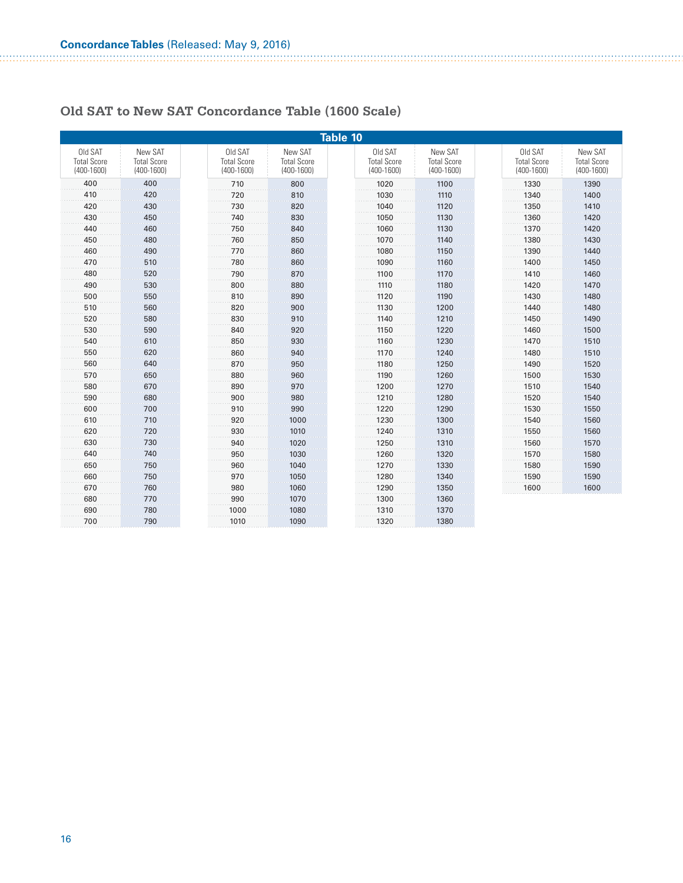## Old SAT to New SAT Concordance Table (1600 Scale)

**Table 10**

| Old SAT Total Score (400-1600) | New SAT Total Score (400-1600) | Old SAT Total Score (400-1600) | New SAT Total Score (400-1600) | Old SAT Total Score (400-1600) | New SAT Total Score (400-1600) | Old SAT Total Score (400-1600) | New SAT Total Score (400-1600) |
|---|---|---|---|---|---|---|---|
| 400 | 400 | 710 | 800 | 1020 | 1100 | 1330 | 1390 |
| 410 | 420 | 720 | 810 | 1030 | 1110 | 1340 | 1400 |
| 420 | 430 | 730 | 820 | 1040 | 1120 | 1350 | 1410 |
| 430 | 450 | 740 | 830 | 1050 | 1130 | 1360 | 1420 |
| 440 | 460 | 750 | 840 | 1060 | 1130 | 1370 | 1420 |
| 450 | 480 | 760 | 850 | 1070 | 1140 | 1380 | 1430 |
| 460 | 490 | 770 | 860 | 1080 | 1150 | 1390 | 1440 |
| 470 | 510 | 780 | 860 | 1090 | 1160 | 1400 | 1450 |
| 480 | 520 | 790 | 870 | 1100 | 1170 | 1410 | 1460 |
| 490 | 530 | 800 | 880 | 1110 | 1180 | 1420 | 1470 |
| 500 | 550 | 810 | 890 | 1120 | 1190 | 1430 | 1480 |
| 510 | 560 | 820 | 900 | 1130 | 1200 | 1440 | 1480 |
| 520 | 580 | 830 | 910 | 1140 | 1210 | 1450 | 1490 |
| 530 | 590 | 840 | 920 | 1150 | 1220 | 1460 | 1500 |
| 540 | 610 | 850 | 930 | 1160 | 1230 | 1470 | 1510 |
| 550 | 620 | 860 | 940 | 1170 | 1240 | 1480 | 1510 |
| 560 | 640 | 870 | 950 | 1180 | 1250 | 1490 | 1520 |
| 570 | 650 | 880 | 960 | 1190 | 1260 | 1500 | 1530 |
| 580 | 670 | 890 | 970 | 1200 | 1270 | 1510 | 1540 |
| 590 | 680 | 900 | 980 | 1210 | 1280 | 1520 | 1540 |
| 600 | 700 | 910 | 990 | 1220 | 1290 | 1530 | 1550 |
| 610 | 710 | 920 | 1000 | 1230 | 1300 | 1540 | 1560 |
| 620 | 720 | 930 | 1010 | 1240 | 1310 | 1550 | 1560 |
| 630 | 730 | 940 | 1020 | 1250 | 1310 | 1560 | 1570 |
| 640 | 740 | 950 | 1030 | 1260 | 1320 | 1570 | 1580 |
| 650 | 750 | 960 | 1040 | 1270 | 1330 | 1580 | 1590 |
| 660 | 750 | 970 | 1050 | 1280 | 1340 | 1590 | 1590 |
| 670 | 760 | 980 | 1060 | 1290 | 1350 | 1600 | 1600 |
| 680 | 770 | 990 | 1070 | 1300 | 1360 | | |
| 690 | 780 | 1000 | 1080 | 1310 | 1370 | | |
| 700 | 790 | 1010 | 1090 | 1320 | 1380 | | |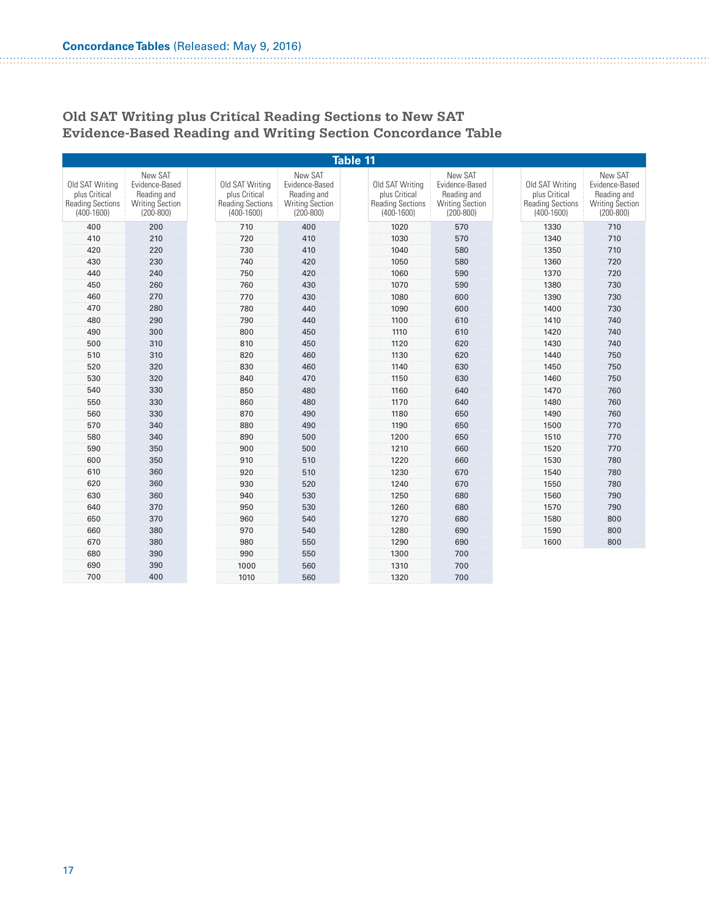## Old SAT Writing plus Critical Reading Sections to New SAT Evidence-Based Reading and Writing Section Concordance Table

**Table 11**

| Old SAT Writing plus Critical Reading Sections (400-1600) | New SAT Evidence-Based Reading and Writing Section (200-800) | Old SAT Writing plus Critical Reading Sections (400-1600) | New SAT Evidence-Based Reading and Writing Section (200-800) | Old SAT Writing plus Critical Reading Sections (400-1600) | New SAT Evidence-Based Reading and Writing Section (200-800) | Old SAT Writing plus Critical Reading Sections (400-1600) | New SAT Evidence-Based Reading and Writing Section (200-800) |
|---|---|---|---|---|---|---|---|
| 400 | 200 | 710 | 400 | 1020 | 570 | 1330 | 710 |
| 410 | 210 | 720 | 410 | 1030 | 570 | 1340 | 710 |
| 420 | 220 | 730 | 410 | 1040 | 580 | 1350 | 710 |
| 430 | 230 | 740 | 420 | 1050 | 580 | 1360 | 720 |
| 440 | 240 | 750 | 420 | 1060 | 590 | 1370 | 720 |
| 450 | 260 | 760 | 430 | 1070 | 590 | 1380 | 730 |
| 460 | 270 | 770 | 430 | 1080 | 600 | 1390 | 730 |
| 470 | 280 | 780 | 440 | 1090 | 600 | 1400 | 730 |
| 480 | 290 | 790 | 440 | 1100 | 610 | 1410 | 740 |
| 490 | 300 | 800 | 450 | 1110 | 610 | 1420 | 740 |
| 500 | 310 | 810 | 450 | 1120 | 620 | 1430 | 740 |
| 510 | 310 | 820 | 460 | 1130 | 620 | 1440 | 750 |
| 520 | 320 | 830 | 460 | 1140 | 630 | 1450 | 750 |
| 530 | 320 | 840 | 470 | 1150 | 630 | 1460 | 750 |
| 540 | 330 | 850 | 480 | 1160 | 640 | 1470 | 760 |
| 550 | 330 | 860 | 480 | 1170 | 640 | 1480 | 760 |
| 560 | 330 | 870 | 490 | 1180 | 650 | 1490 | 760 |
| 570 | 340 | 880 | 490 | 1190 | 650 | 1500 | 770 |
| 580 | 340 | 890 | 500 | 1200 | 650 | 1510 | 770 |
| 590 | 350 | 900 | 500 | 1210 | 660 | 1520 | 770 |
| 600 | 350 | 910 | 510 | 1220 | 660 | 1530 | 780 |
| 610 | 360 | 920 | 510 | 1230 | 670 | 1540 | 780 |
| 620 | 360 | 930 | 520 | 1240 | 670 | 1550 | 780 |
| 630 | 360 | 940 | 530 | 1250 | 680 | 1560 | 790 |
| 640 | 370 | 950 | 530 | 1260 | 680 | 1570 | 790 |
| 650 | 370 | 960 | 540 | 1270 | 680 | 1580 | 800 |
| 660 | 380 | 970 | 540 | 1280 | 690 | 1590 | 800 |
| 670 | 380 | 980 | 550 | 1290 | 690 | 1600 | 800 |
| 680 | 390 | 990 | 550 | 1300 | 700 | | |
| 690 | 390 | 1000 | 560 | 1310 | 700 | | |
| 700 | 400 | 1010 | 560 | 1320 | 700 | | |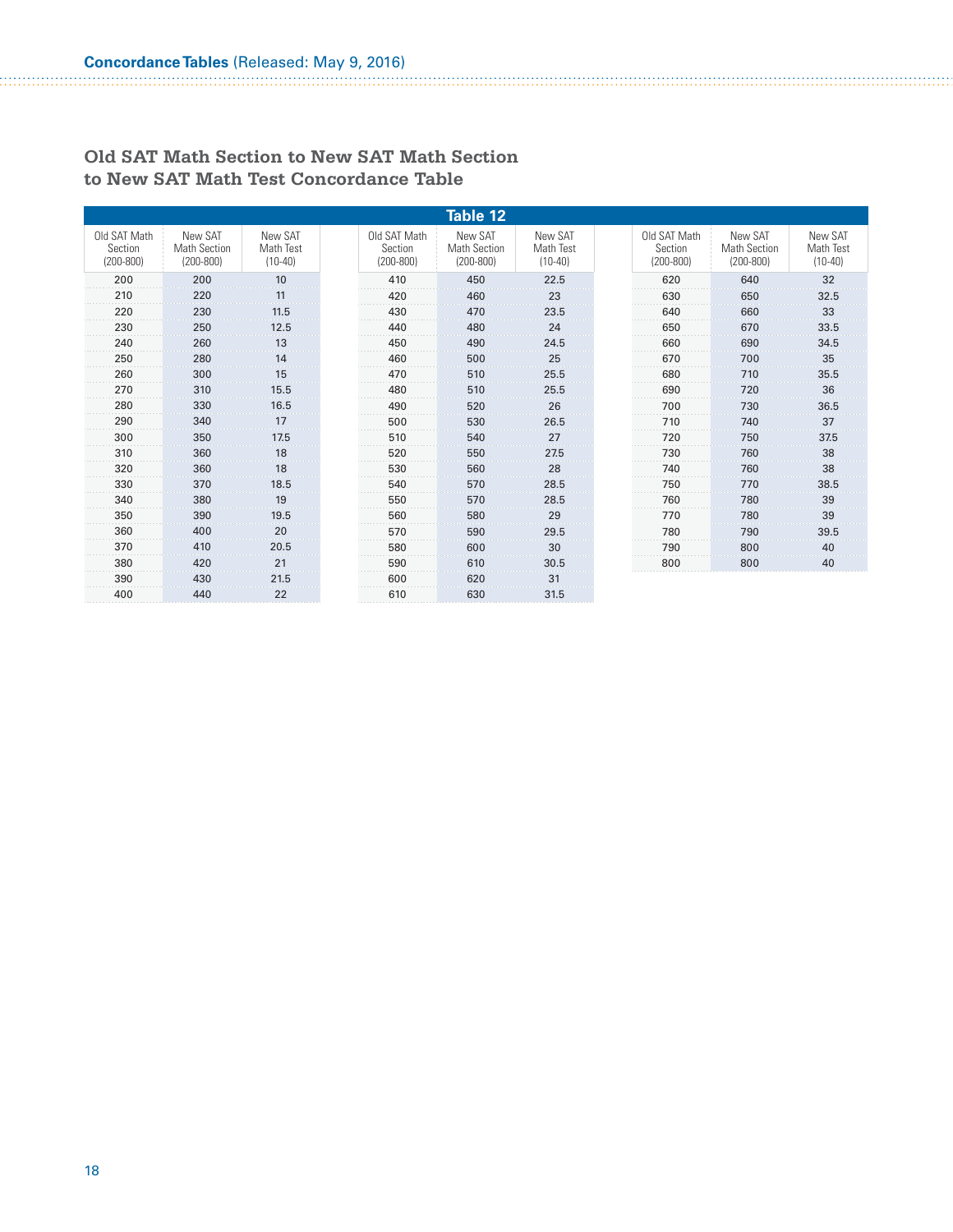## Old SAT Math Section to New SAT Math Section to New SAT Math Test Concordance Table

**Table 12**

| Old SAT Math Section (200-800) | New SAT Math Section (200-800) | New SAT Math Test (10-40) |
|---|---|---|
| 200 | 200 | 10 |
| 210 | 220 | 11 |
| 220 | 230 | 11.5 |
| 230 | 250 | 12.5 |
| 240 | 260 | 13 |
| 250 | 280 | 14 |
| 260 | 300 | 15 |
| 270 | 310 | 15.5 |
| 280 | 330 | 16.5 |
| 290 | 340 | 17 |
| 300 | 350 | 17.5 |
| 310 | 360 | 18 |
| 320 | 360 | 18 |
| 330 | 370 | 18.5 |
| 340 | 380 | 19 |
| 350 | 390 | 19.5 |
| 360 | 400 | 20 |
| 370 | 410 | 20.5 |
| 380 | 420 | 21 |
| 390 | 430 | 21.5 |
| 400 | 440 | 22 |
| 410 | 450 | 22.5 |
| 420 | 460 | 23 |
| 430 | 470 | 23.5 |
| 440 | 480 | 24 |
| 450 | 490 | 24.5 |
| 460 | 500 | 25 |
| 470 | 510 | 25.5 |
| 480 | 510 | 25.5 |
| 490 | 520 | 26 |
| 500 | 530 | 26.5 |
| 510 | 540 | 27 |
| 520 | 550 | 27.5 |
| 530 | 560 | 28 |
| 540 | 570 | 28.5 |
| 550 | 570 | 28.5 |
| 560 | 580 | 29 |
| 570 | 590 | 29.5 |
| 580 | 600 | 30 |
| 590 | 610 | 30.5 |
| 600 | 620 | 31 |
| 610 | 630 | 31.5 |
| 620 | 640 | 32 |
| 630 | 650 | 32.5 |
| 640 | 660 | 33 |
| 650 | 670 | 33.5 |
| 660 | 690 | 34.5 |
| 670 | 700 | 35 |
| 680 | 710 | 35.5 |
| 690 | 720 | 36 |
| 700 | 730 | 36.5 |
| 710 | 740 | 37 |
| 720 | 750 | 37.5 |
| 730 | 760 | 38 |
| 740 | 760 | 38 |
| 750 | 770 | 38.5 |
| 760 | 780 | 39 |
| 770 | 780 | 39 |
| 780 | 790 | 39.5 |
| 790 | 800 | 40 |
| 800 | 800 | 40 |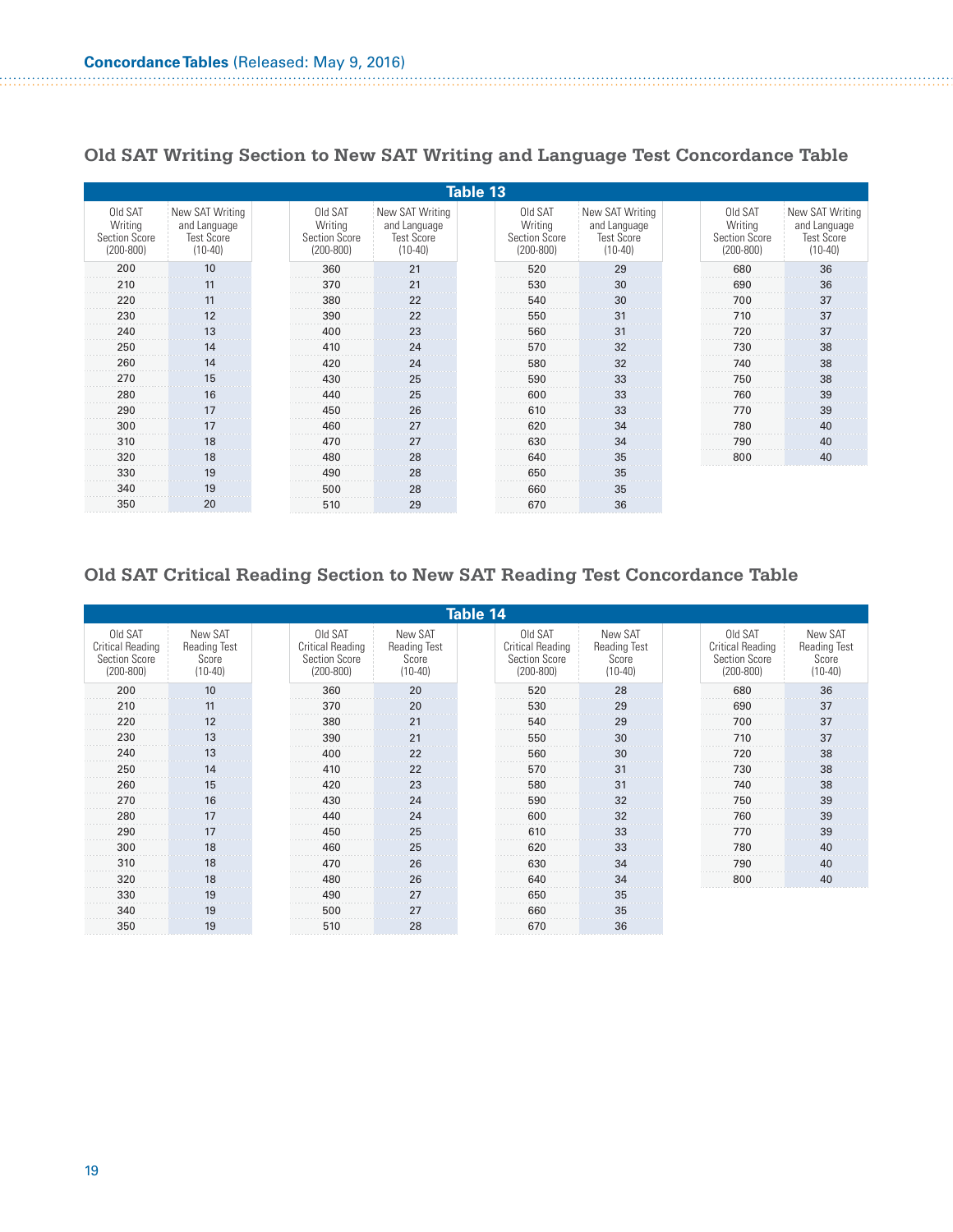## Old SAT Writing Section to New SAT Writing and Language Test Concordance Table

**Table 13**

| Old SAT Writing Section Score (200-800) | New SAT Writing and Language Test Score (10-40) | Old SAT Writing Section Score (200-800) | New SAT Writing and Language Test Score (10-40) | Old SAT Writing Section Score (200-800) | New SAT Writing and Language Test Score (10-40) | Old SAT Writing Section Score (200-800) | New SAT Writing and Language Test Score (10-40) |
|---|---|---|---|---|---|---|---|
| 200 | 10 | 360 | 21 | 520 | 29 | 680 | 36 |
| 210 | 11 | 370 | 21 | 530 | 30 | 690 | 36 |
| 220 | 11 | 380 | 22 | 540 | 30 | 700 | 37 |
| 230 | 12 | 390 | 22 | 550 | 31 | 710 | 37 |
| 240 | 13 | 400 | 23 | 560 | 31 | 720 | 37 |
| 250 | 14 | 410 | 24 | 570 | 32 | 730 | 38 |
| 260 | 14 | 420 | 24 | 580 | 32 | 740 | 38 |
| 270 | 15 | 430 | 25 | 590 | 33 | 750 | 38 |
| 280 | 16 | 440 | 25 | 600 | 33 | 760 | 39 |
| 290 | 17 | 450 | 26 | 610 | 33 | 770 | 39 |
| 300 | 17 | 460 | 27 | 620 | 34 | 780 | 40 |
| 310 | 18 | 470 | 27 | 630 | 34 | 790 | 40 |
| 320 | 18 | 480 | 28 | 640 | 35 | 800 | 40 |
| 330 | 19 | 490 | 28 | 650 | 35 | | |
| 340 | 19 | 500 | 28 | 660 | 35 | | |
| 350 | 20 | 510 | 29 | 670 | 36 | | |

## Old SAT Critical Reading Section to New SAT Reading Test Concordance Table

**Table 14**

| Old SAT Critical Reading Section Score (200-800) | New SAT Reading Test Score (10-40) | Old SAT Critical Reading Section Score (200-800) | New SAT Reading Test Score (10-40) | Old SAT Critical Reading Section Score (200-800) | New SAT Reading Test Score (10-40) | Old SAT Critical Reading Section Score (200-800) | New SAT Reading Test Score (10-40) |
|---|---|---|---|---|---|---|---|
| 200 | 10 | 360 | 20 | 520 | 28 | 680 | 36 |
| 210 | 11 | 370 | 20 | 530 | 29 | 690 | 37 |
| 220 | 12 | 380 | 21 | 540 | 29 | 700 | 37 |
| 230 | 13 | 390 | 21 | 550 | 30 | 710 | 37 |
| 240 | 13 | 400 | 22 | 560 | 30 | 720 | 38 |
| 250 | 14 | 410 | 22 | 570 | 31 | 730 | 38 |
| 260 | 15 | 420 | 23 | 580 | 31 | 740 | 38 |
| 270 | 16 | 430 | 24 | 590 | 32 | 750 | 39 |
| 280 | 17 | 440 | 24 | 600 | 32 | 760 | 39 |
| 290 | 17 | 450 | 25 | 610 | 33 | 770 | 39 |
| 300 | 18 | 460 | 25 | 620 | 33 | 780 | 40 |
| 310 | 18 | 470 | 26 | 630 | 34 | 790 | 40 |
| 320 | 18 | 480 | 26 | 640 | 34 | 800 | 40 |
| 330 | 19 | 490 | 27 | 650 | 35 | | |
| 340 | 19 | 500 | 27 | 660 | 35 | | |
| 350 | 19 | 510 | 28 | 670 | 36 | | |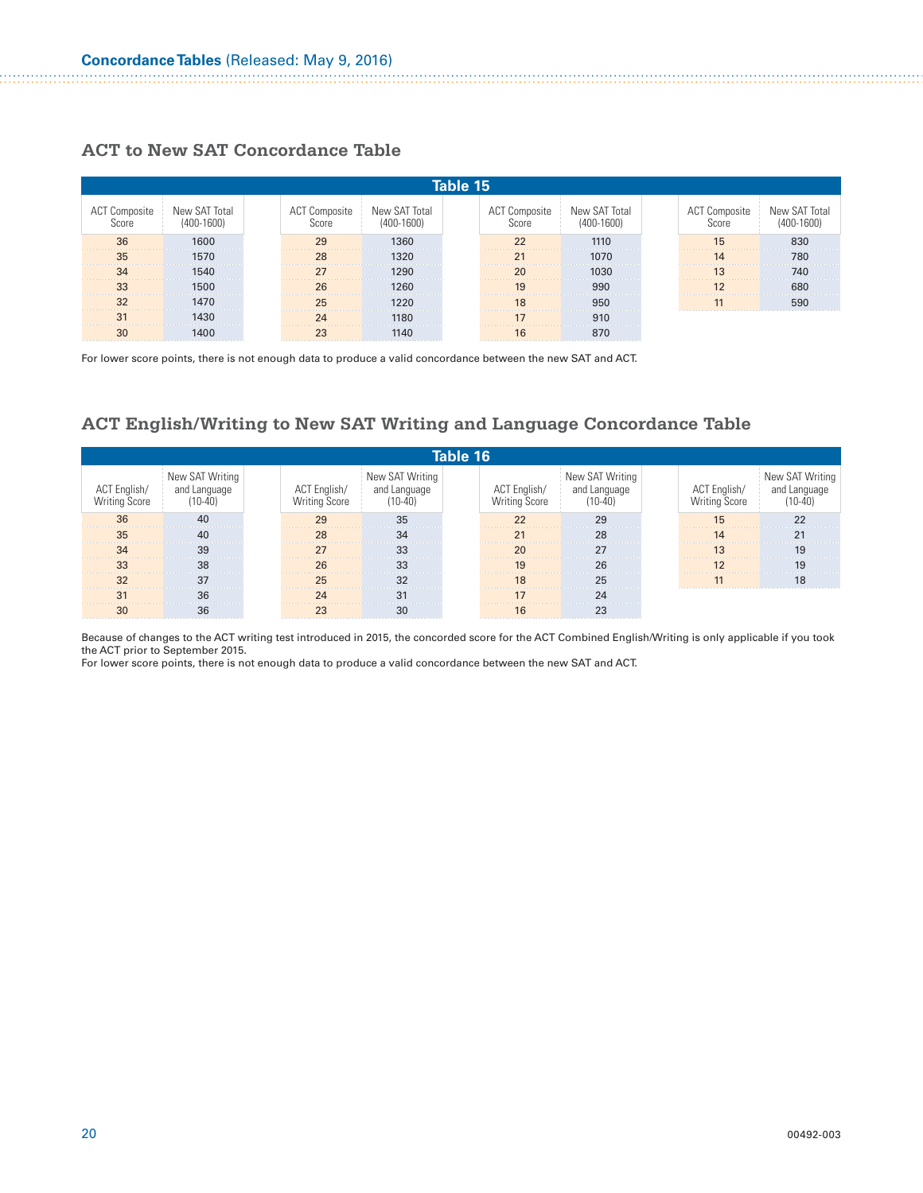Concordance Tables (Released: May 9, 2016)

## ACT to New SAT Concordance Table

**Table 15**

| ACT Composite Score | New SAT Total (400-1600) | ACT Composite Score | New SAT Total (400-1600) | ACT Composite Score | New SAT Total (400-1600) | ACT Composite Score | New SAT Total (400-1600) |
|---|---|---|---|---|---|---|---|
| 36 | 1600 | 29 | 1360 | 22 | 1110 | 15 | 830 |
| 35 | 1570 | 28 | 1320 | 21 | 1070 | 14 | 780 |
| 34 | 1540 | 27 | 1290 | 20 | 1030 | 13 | 740 |
| 33 | 1500 | 26 | 1260 | 19 | 990 | 12 | 680 |
| 32 | 1470 | 25 | 1220 | 18 | 950 | 11 | 590 |
| 31 | 1430 | 24 | 1180 | 17 | 910 | | |
| 30 | 1400 | 23 | 1140 | 16 | 870 | | |

For lower score points, there is not enough data to produce a valid concordance between the new SAT and ACT.

## ACT English/Writing to New SAT Writing and Language Concordance Table

**Table 16**

| ACT English/ Writing Score | New SAT Writing and Language (10-40) | ACT English/ Writing Score | New SAT Writing and Language (10-40) | ACT English/ Writing Score | New SAT Writing and Language (10-40) | ACT English/ Writing Score | New SAT Writing and Language (10-40) |
|---|---|---|---|---|---|---|---|
| 36 | 40 | 29 | 35 | 22 | 29 | 15 | 22 |
| 35 | 40 | 28 | 34 | 21 | 28 | 14 | 21 |
| 34 | 39 | 27 | 33 | 20 | 27 | 13 | 19 |
| 33 | 38 | 26 | 33 | 19 | 26 | 12 | 19 |
| 32 | 37 | 25 | 32 | 18 | 25 | 11 | 18 |
| 31 | 36 | 24 | 31 | 17 | 24 | | |
| 30 | 36 | 23 | 30 | 16 | 23 | | |

Because of changes to the ACT writing test introduced in 2015, the concorded score for the ACT Combined English/Writing is only applicable if you took the ACT prior to September 2015.
For lower score points, there is not enough data to produce a valid concordance between the new SAT and ACT.

00492-003